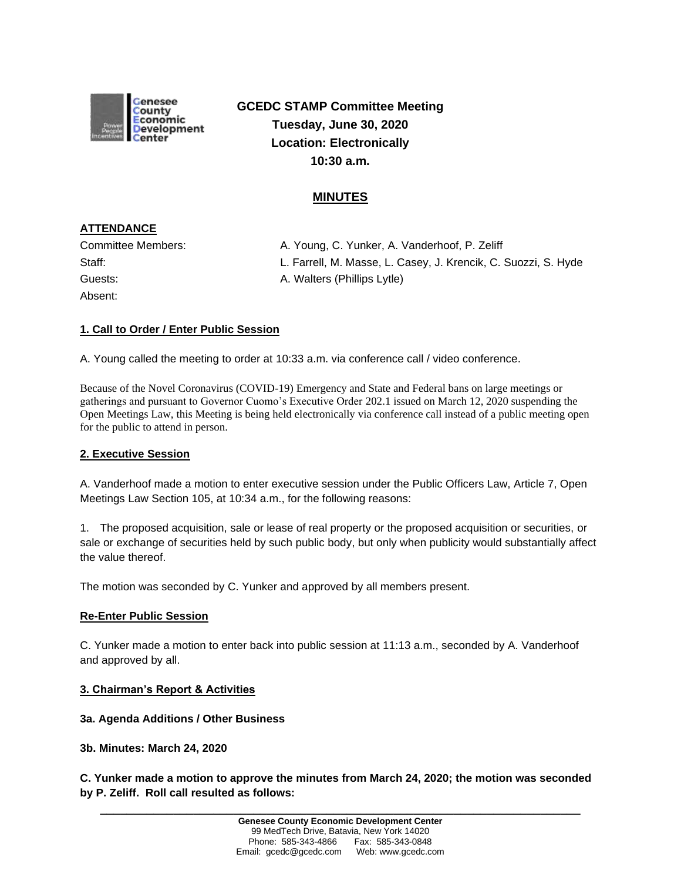**GCEDC STAMP Committee Meeting**
**Tuesday, June 30, 2020**
**Location: Electronically**
**10:30 a.m.**

## MINUTES

### ATTENDANCE

Committee Members: A. Young, C. Yunker, A. Vanderhoof, P. Zeliff
Staff: L. Farrell, M. Masse, L. Casey, J. Krencik, C. Suozzi, S. Hyde
Guests: A. Walters (Phillips Lytle)
Absent:

### 1. Call to Order / Enter Public Session

A. Young called the meeting to order at 10:33 a.m. via conference call / video conference.

Because of the Novel Coronavirus (COVID-19) Emergency and State and Federal bans on large meetings or gatherings and pursuant to Governor Cuomo's Executive Order 202.1 issued on March 12, 2020 suspending the Open Meetings Law, this Meeting is being held electronically via conference call instead of a public meeting open for the public to attend in person.

### 2. Executive Session

A. Vanderhoof made a motion to enter executive session under the Public Officers Law, Article 7, Open Meetings Law Section 105, at 10:34 a.m., for the following reasons:

1. The proposed acquisition, sale or lease of real property or the proposed acquisition or securities, or sale or exchange of securities held by such public body, but only when publicity would substantially affect the value thereof.

The motion was seconded by C. Yunker and approved by all members present.

### Re-Enter Public Session

C. Yunker made a motion to enter back into public session at 11:13 a.m., seconded by A. Vanderhoof and approved by all.

### 3. Chairman's Report & Activities

**3a. Agenda Additions / Other Business**

**3b. Minutes: March 24, 2020**

**C. Yunker made a motion to approve the minutes from March 24, 2020; the motion was seconded by P. Zeliff. Roll call resulted as follows:**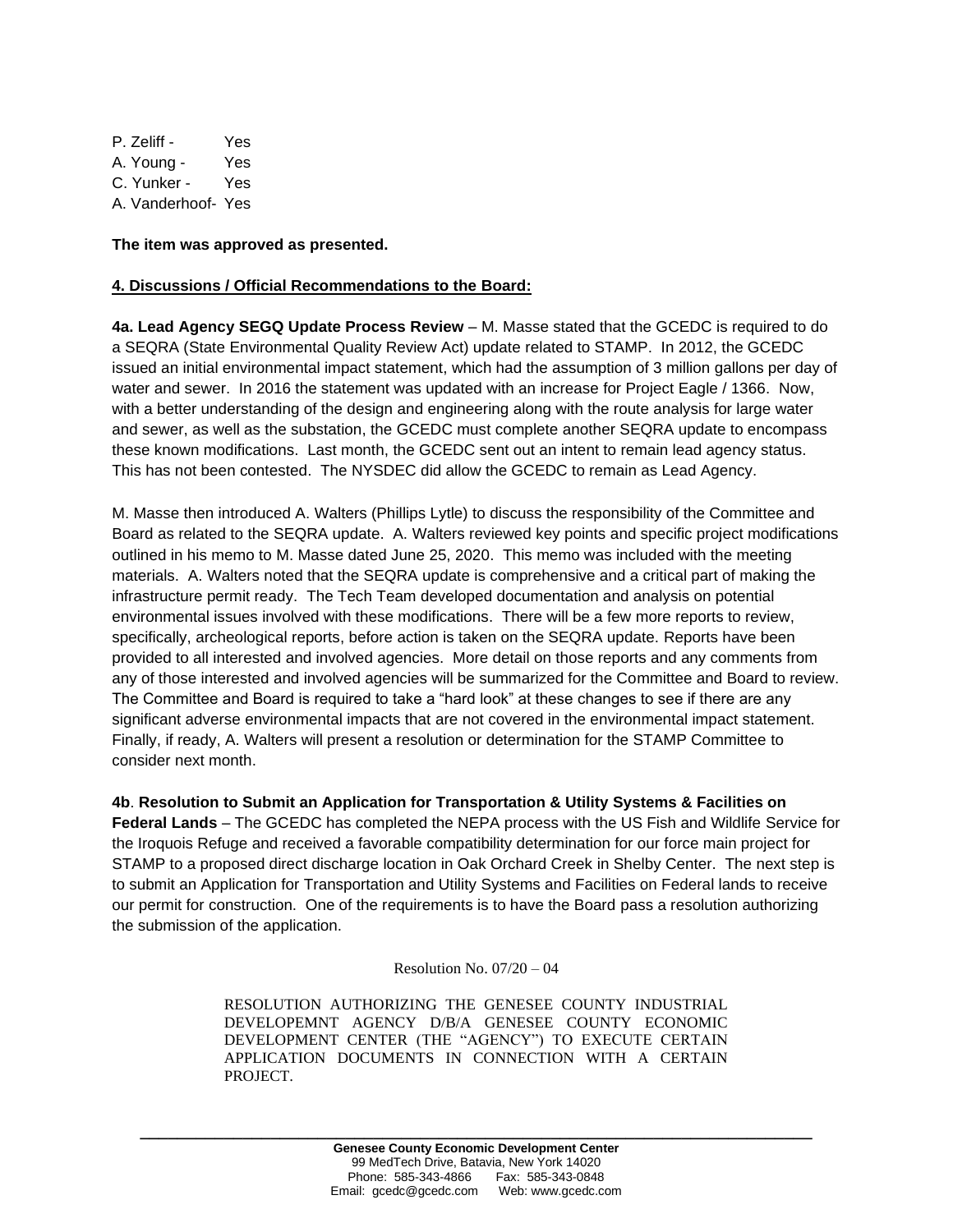P. Zeliff - Yes
A. Young - Yes
C. Yunker - Yes
A. Vanderhoof- Yes

**The item was approved as presented.**

**4. Discussions / Official Recommendations to the Board:**

**4a. Lead Agency SEGQ Update Process Review** – M. Masse stated that the GCEDC is required to do a SEQRA (State Environmental Quality Review Act) update related to STAMP. In 2012, the GCEDC issued an initial environmental impact statement, which had the assumption of 3 million gallons per day of water and sewer. In 2016 the statement was updated with an increase for Project Eagle / 1366. Now, with a better understanding of the design and engineering along with the route analysis for large water and sewer, as well as the substation, the GCEDC must complete another SEQRA update to encompass these known modifications. Last month, the GCEDC sent out an intent to remain lead agency status. This has not been contested. The NYSDEC did allow the GCEDC to remain as Lead Agency.

M. Masse then introduced A. Walters (Phillips Lytle) to discuss the responsibility of the Committee and Board as related to the SEQRA update. A. Walters reviewed key points and specific project modifications outlined in his memo to M. Masse dated June 25, 2020. This memo was included with the meeting materials. A. Walters noted that the SEQRA update is comprehensive and a critical part of making the infrastructure permit ready. The Tech Team developed documentation and analysis on potential environmental issues involved with these modifications. There will be a few more reports to review, specifically, archeological reports, before action is taken on the SEQRA update. Reports have been provided to all interested and involved agencies. More detail on those reports and any comments from any of those interested and involved agencies will be summarized for the Committee and Board to review. The Committee and Board is required to take a "hard look" at these changes to see if there are any significant adverse environmental impacts that are not covered in the environmental impact statement. Finally, if ready, A. Walters will present a resolution or determination for the STAMP Committee to consider next month.

**4b**. **Resolution to Submit an Application for Transportation & Utility Systems & Facilities on Federal Lands** – The GCEDC has completed the NEPA process with the US Fish and Wildlife Service for the Iroquois Refuge and received a favorable compatibility determination for our force main project for STAMP to a proposed direct discharge location in Oak Orchard Creek in Shelby Center. The next step is to submit an Application for Transportation and Utility Systems and Facilities on Federal lands to receive our permit for construction. One of the requirements is to have the Board pass a resolution authorizing the submission of the application.

Resolution No. 07/20 – 04

RESOLUTION AUTHORIZING THE GENESEE COUNTY INDUSTRIAL DEVELOPEMNT AGENCY D/B/A GENESEE COUNTY ECONOMIC DEVELOPMENT CENTER (THE "AGENCY") TO EXECUTE CERTAIN APPLICATION DOCUMENTS IN CONNECTION WITH A CERTAIN PROJECT.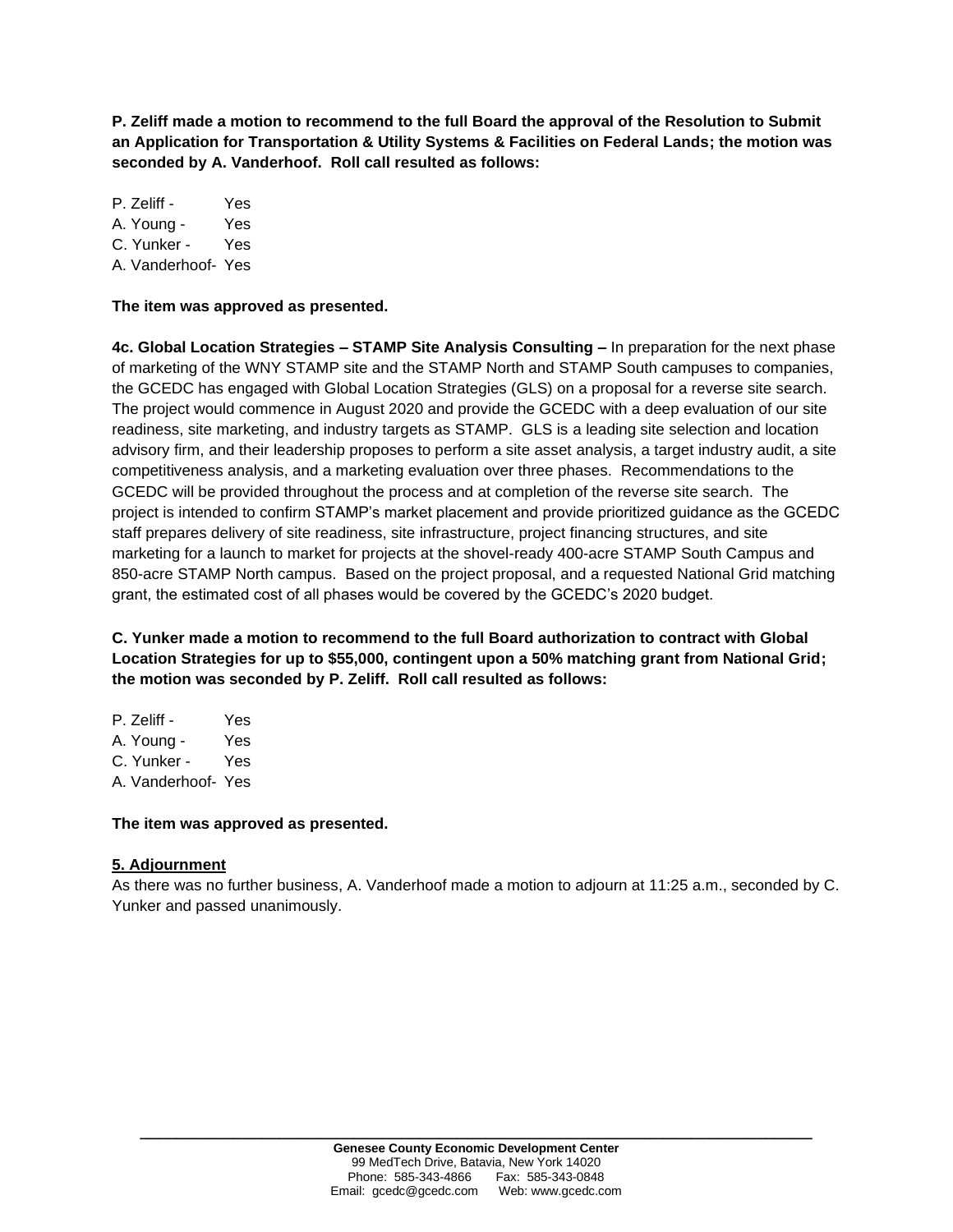**P. Zeliff made a motion to recommend to the full Board the approval of the Resolution to Submit an Application for Transportation & Utility Systems & Facilities on Federal Lands; the motion was seconded by A. Vanderhoof. Roll call resulted as follows:**

P. Zeliff - Yes
A. Young - Yes
C. Yunker - Yes
A. Vanderhoof- Yes

**The item was approved as presented.**

**4c. Global Location Strategies – STAMP Site Analysis Consulting –** In preparation for the next phase of marketing of the WNY STAMP site and the STAMP North and STAMP South campuses to companies, the GCEDC has engaged with Global Location Strategies (GLS) on a proposal for a reverse site search. The project would commence in August 2020 and provide the GCEDC with a deep evaluation of our site readiness, site marketing, and industry targets as STAMP. GLS is a leading site selection and location advisory firm, and their leadership proposes to perform a site asset analysis, a target industry audit, a site competitiveness analysis, and a marketing evaluation over three phases. Recommendations to the GCEDC will be provided throughout the process and at completion of the reverse site search. The project is intended to confirm STAMP's market placement and provide prioritized guidance as the GCEDC staff prepares delivery of site readiness, site infrastructure, project financing structures, and site marketing for a launch to market for projects at the shovel-ready 400-acre STAMP South Campus and 850-acre STAMP North campus. Based on the project proposal, and a requested National Grid matching grant, the estimated cost of all phases would be covered by the GCEDC's 2020 budget.

**C. Yunker made a motion to recommend to the full Board authorization to contract with Global Location Strategies for up to $55,000, contingent upon a 50% matching grant from National Grid; the motion was seconded by P. Zeliff. Roll call resulted as follows:**

P. Zeliff - Yes
A. Young - Yes
C. Yunker - Yes
A. Vanderhoof- Yes

**The item was approved as presented.**

**5. Adjournment**

As there was no further business, A. Vanderhoof made a motion to adjourn at 11:25 a.m., seconded by C. Yunker and passed unanimously.